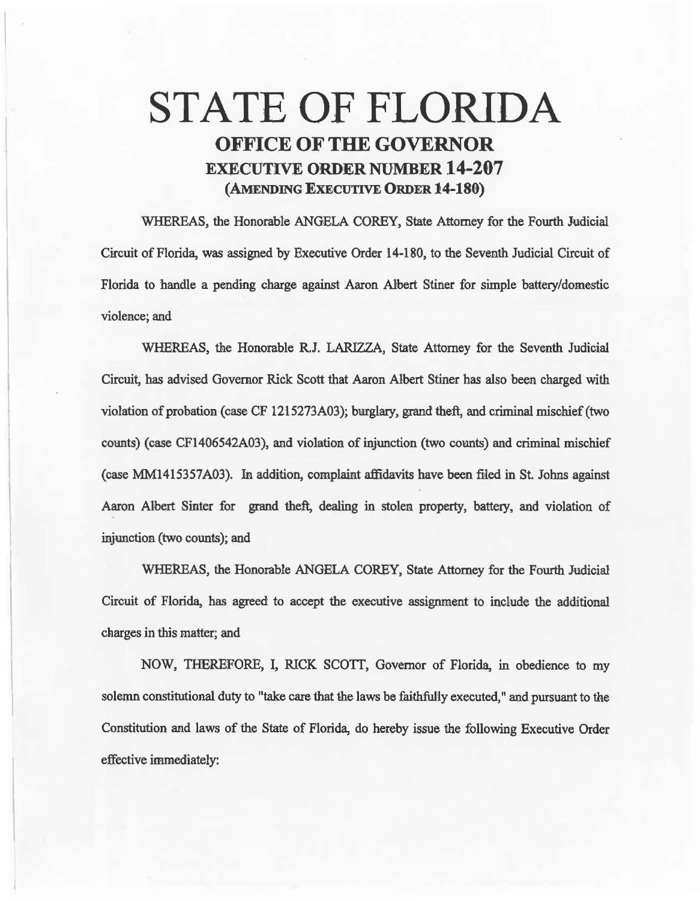# STATE OF FLORIDA

## OFFICE OF THE GOVERNOR

## EXECUTIVE ORDER NUMBER 14-207

## (AMENDING EXECUTIVE ORDER 14-180)

WHEREAS, the Honorable ANGELA COREY, State Attorney for the Fourth Judicial Circuit of Florida, was assigned by Executive Order 14-180, to the Seventh Judicial Circuit of Florida to handle a pending charge against Aaron Albert Stiner for simple battery/domestic violence; and

WHEREAS, the Honorable R.J. LARIZZA, State Attorney for the Seventh Judicial Circuit, has advised Governor Rick Scott that Aaron Albert Stiner has also been charged with violation of probation (case CF 1215273A03); burglary, grand theft, and criminal mischief (two counts) (case CF1406542A03), and violation of injunction (two counts) and criminal mischief (case MM1415357A03). In addition, complaint affidavits have been filed in St. Johns against Aaron Albert Sinter for grand theft, dealing in stolen property, battery, and violation of injunction (two counts); and

WHEREAS, the Honorable ANGELA COREY, State Attorney for the Fourth Judicial Circuit of Florida, has agreed to accept the executive assignment to include the additional charges in this matter; and

NOW, THEREFORE, I, RICK SCOTT, Governor of Florida, in obedience to my solemn constitutional duty to "take care that the laws be faithfully executed," and pursuant to the Constitution and laws of the State of Florida, do hereby issue the following Executive Order effective immediately: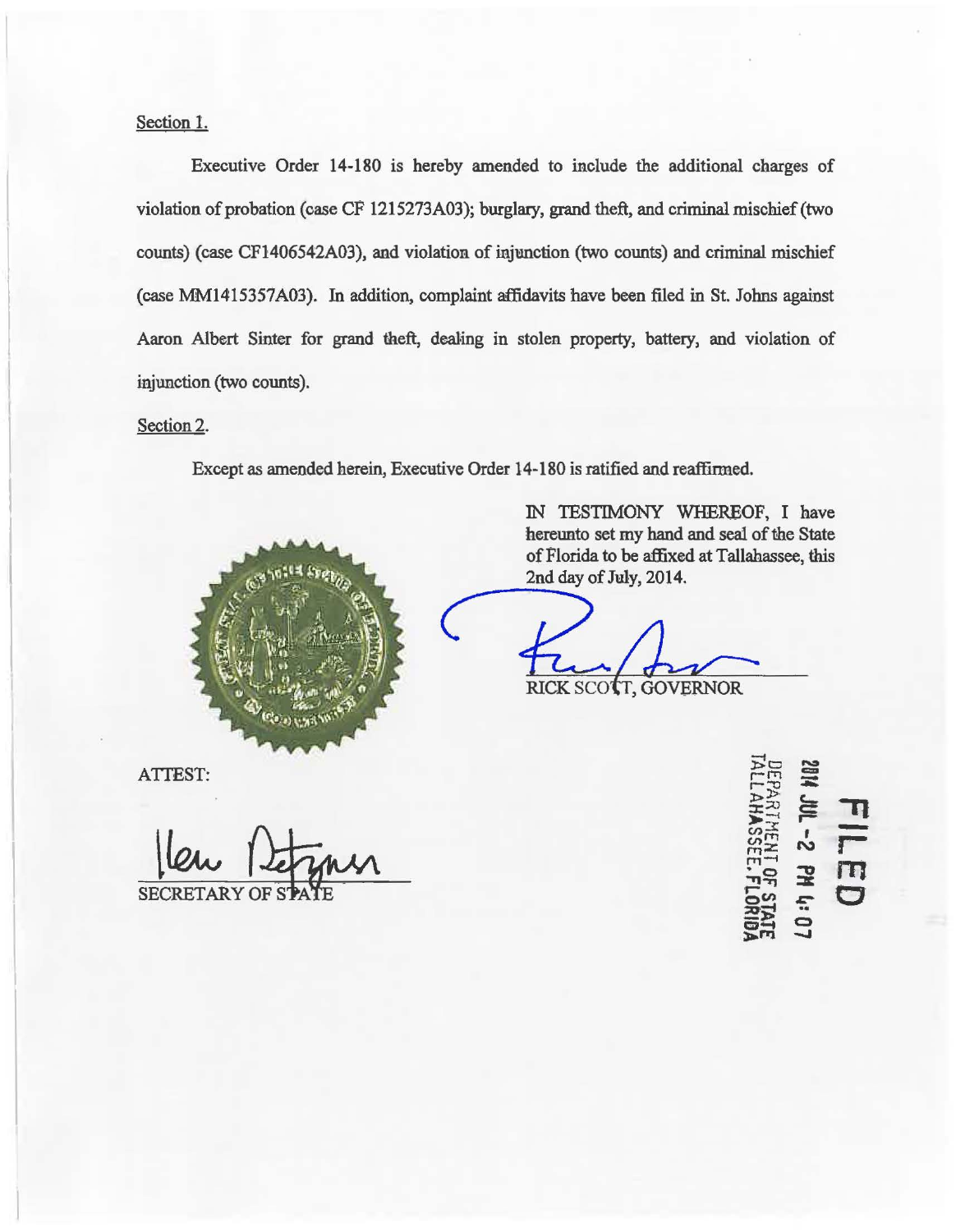Section 1.

Executive Order 14-180 is hereby amended to include the additional charges of violation of probation (case CF 1215273A03); burglary, grand theft, and criminal mischief (two counts) (case CF1406542A03), and violation of injunction (two counts) and criminal mischief (case MM1415357A03). In addition, complaint affidavits have been filed in St. Johns against Aaron Albert Sinter for grand theft, dealing in stolen property, battery, and violation of injunction (two counts).

Section 2.

Except as amended herein, Executive Order 14-180 is ratified and reaffirmed.

IN TESTIMONY WHEREOF, I have hereunto set my hand and seal of the State of Florida to be affixed at Tallahassee, this 2nd day of July, 2014.

RICK SCOTT, GOVERNOR

ATTEST:

SECRETARY OF STATE

FILED

2014 JUL -2 PM 4:07

DEPARTMENT OF STATE
TALLAHASSEE, FLORIDA